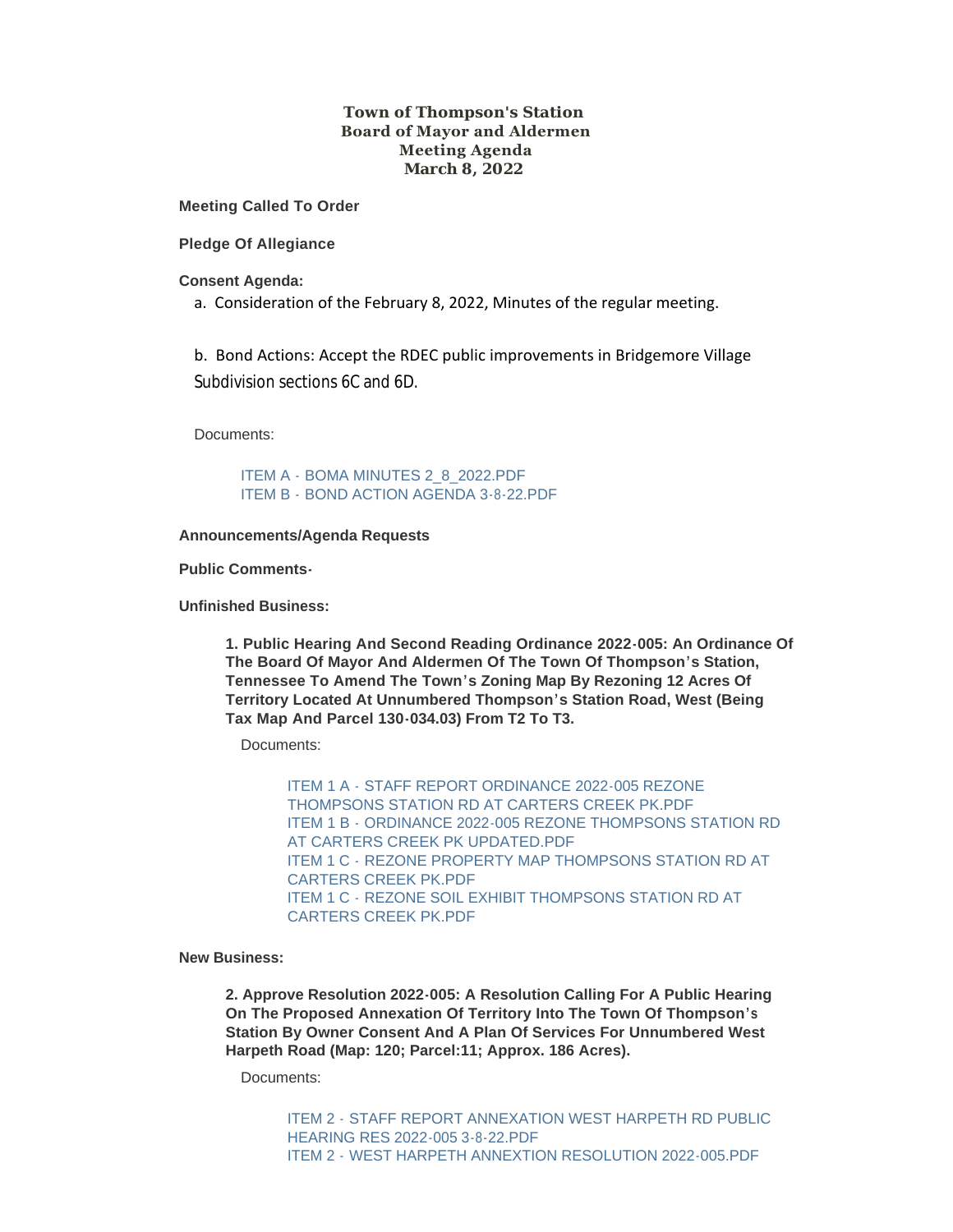**Town of Thompson's Station**
**Board of Mayor and Aldermen**
**Meeting Agenda**
**March 8, 2022**

**Meeting Called To Order**

**Pledge Of Allegiance**

**Consent Agenda:**

a. Consideration of the February 8, 2022, Minutes of the regular meeting.

b. Bond Actions: Accept the RDEC public improvements in Bridgemore Village Subdivision sections 6C and 6D.

Documents:

- ITEM A - BOMA MINUTES 2_8_2022.PDF
- ITEM B - BOND ACTION AGENDA 3-8-22.PDF

**Announcements/Agenda Requests**

**Public Comments-**

**Unfinished Business:**

**1. Public Hearing And Second Reading Ordinance 2022-005: An Ordinance Of The Board Of Mayor And Aldermen Of The Town Of Thompson's Station, Tennessee To Amend The Town's Zoning Map By Rezoning 12 Acres Of Territory Located At Unnumbered Thompson's Station Road, West (Being Tax Map And Parcel 130-034.03) From T2 To T3.**

Documents:

- ITEM 1 A - STAFF REPORT ORDINANCE 2022-005 REZONE THOMPSONS STATION RD AT CARTERS CREEK PK.PDF
- ITEM 1 B - ORDINANCE 2022-005 REZONE THOMPSONS STATION RD AT CARTERS CREEK PK UPDATED.PDF
- ITEM 1 C - REZONE PROPERTY MAP THOMPSONS STATION RD AT CARTERS CREEK PK.PDF
- ITEM 1 C - REZONE SOIL EXHIBIT THOMPSONS STATION RD AT CARTERS CREEK PK.PDF

**New Business:**

**2. Approve Resolution 2022-005: A Resolution Calling For A Public Hearing On The Proposed Annexation Of Territory Into The Town Of Thompson's Station By Owner Consent And A Plan Of Services For Unnumbered West Harpeth Road (Map: 120; Parcel:11; Approx. 186 Acres).**

Documents:

- ITEM 2 - STAFF REPORT ANNEXATION WEST HARPETH RD PUBLIC HEARING RES 2022-005 3-8-22.PDF
- ITEM 2 - WEST HARPETH ANNEXTION RESOLUTION 2022-005.PDF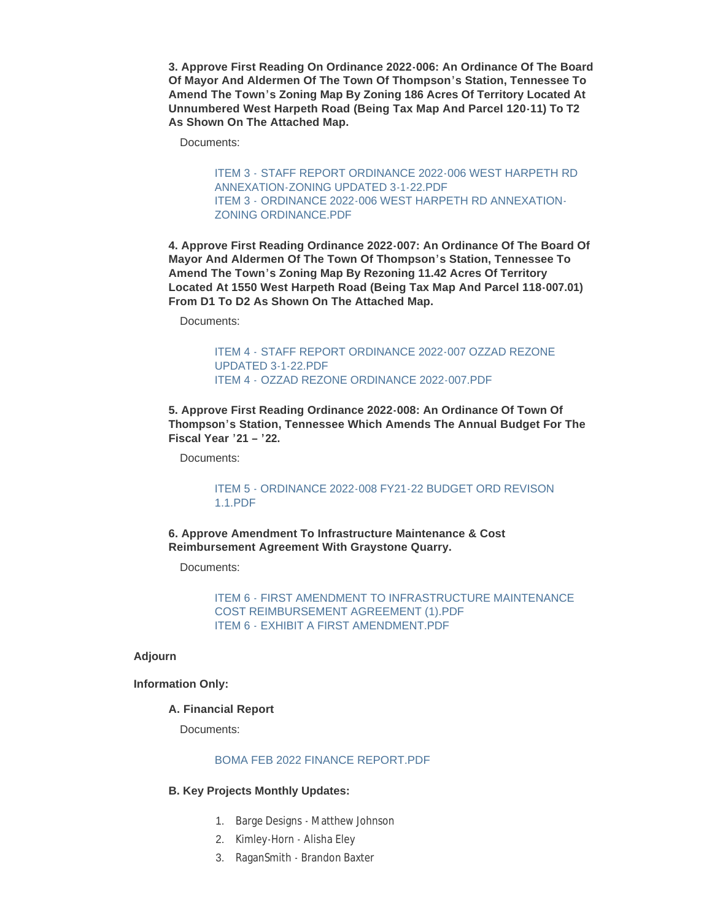**3. Approve First Reading On Ordinance 2022-006: An Ordinance Of The Board Of Mayor And Aldermen Of The Town Of Thompson's Station, Tennessee To Amend The Town's Zoning Map By Zoning 186 Acres Of Territory Located At Unnumbered West Harpeth Road (Being Tax Map And Parcel 120-11) To T2 As Shown On The Attached Map.**

Documents:

ITEM 3 - STAFF REPORT ORDINANCE 2022-006 WEST HARPETH RD ANNEXATION-ZONING UPDATED 3-1-22.PDF
ITEM 3 - ORDINANCE 2022-006 WEST HARPETH RD ANNEXATION-ZONING ORDINANCE.PDF

**4. Approve First Reading Ordinance 2022-007: An Ordinance Of The Board Of Mayor And Aldermen Of The Town Of Thompson's Station, Tennessee To Amend The Town's Zoning Map By Rezoning 11.42 Acres Of Territory Located At 1550 West Harpeth Road (Being Tax Map And Parcel 118-007.01) From D1 To D2 As Shown On The Attached Map.**

Documents:

ITEM 4 - STAFF REPORT ORDINANCE 2022-007 OZZAD REZONE UPDATED 3-1-22.PDF
ITEM 4 - OZZAD REZONE ORDINANCE 2022-007.PDF

**5. Approve First Reading Ordinance 2022-008: An Ordinance Of Town Of Thompson's Station, Tennessee Which Amends The Annual Budget For The Fiscal Year '21 – '22.**

Documents:

ITEM 5 - ORDINANCE 2022-008 FY21-22 BUDGET ORD REVISON 1.1.PDF

**6. Approve Amendment To Infrastructure Maintenance & Cost Reimbursement Agreement With Graystone Quarry.**

Documents:

ITEM 6 - FIRST AMENDMENT TO INFRASTRUCTURE MAINTENANCE COST REIMBURSEMENT AGREEMENT (1).PDF
ITEM 6 - EXHIBIT A FIRST AMENDMENT.PDF

**Adjourn**

**Information Only:**

**A. Financial Report**

Documents:

BOMA FEB 2022 FINANCE REPORT.PDF

**B. Key Projects Monthly Updates:**

1. Barge Designs - Matthew Johnson
2. Kimley-Horn - Alisha Eley
3. RaganSmith - Brandon Baxter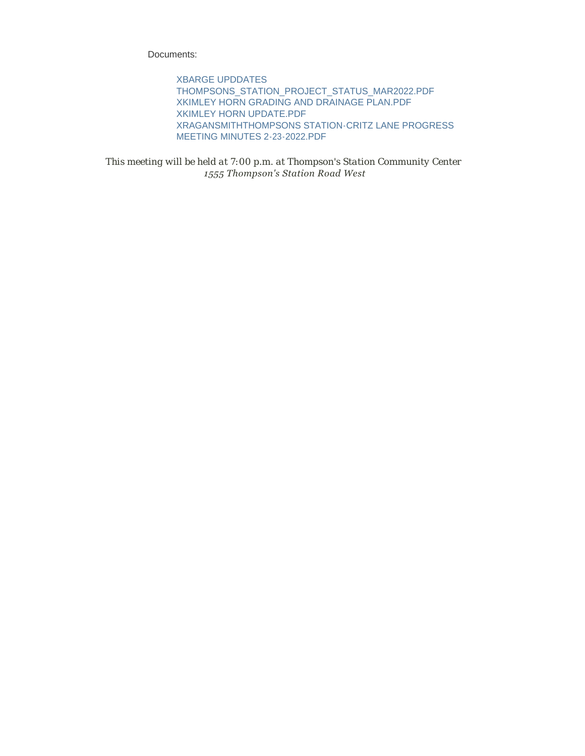Documents:

- XBARGE UPDDATES
- THOMPSONS_STATION_PROJECT_STATUS_MAR2022.PDF
- XKIMLEY HORN GRADING AND DRAINAGE PLAN.PDF
- XKIMLEY HORN UPDATE.PDF
- XRAGANSMITHTHOMPSONS STATION-CRITZ LANE PROGRESS MEETING MINUTES 2-23-2022.PDF

This meeting will be held at 7:00 p.m. at Thompson's Station Community Center
*1555 Thompson's Station Road West*